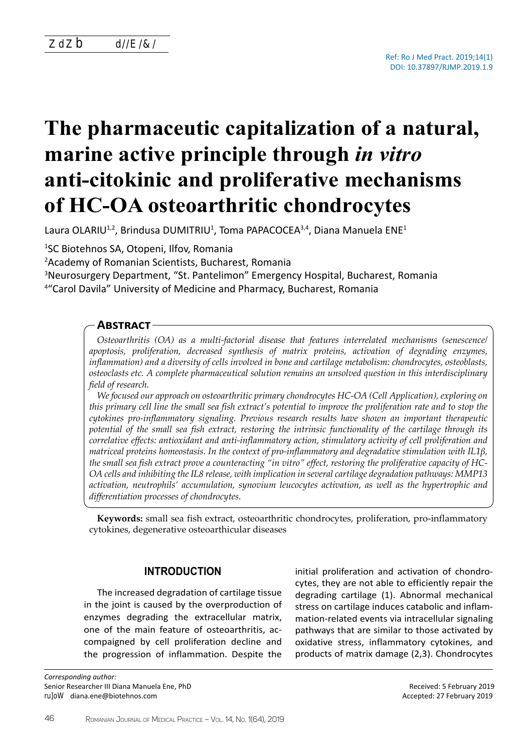Ref: Ro J Med Pract. 2019;14(1)
DOI: 10.37897/RJMP.2019.1.9

# The pharmaceutic capitalization of a natural, marine active principle through *in vitro* anti-citokinic and proliferative mechanisms of HC-OA osteoarthritic chondrocytes

Laura OLARIU[1,2], Brindusa DUMITRIU[1], Toma PAPACOCEA[3,4], Diana Manuela ENE[1]

[1]SC Biotehnos SA, Otopeni, Ilfov, Romania
[2]Academy of Romanian Scientists, Bucharest, Romania
[3]Neurosurgery Department, "St. Pantelimon" Emergency Hospital, Bucharest, Romania
[4]"Carol Davila" University of Medicine and Pharmacy, Bucharest, Romania

## Abstract

*Osteoarthritis (OA) as a multi-factorial disease that features interrelated mechanisms (senescence/apoptosis, proliferation, decreased synthesis of matrix proteins, activation of degrading enzymes, inflammation) and a diversity of cells involved in bone and cartilage metabolism: chondrocytes, osteoblasts, osteoclasts etc. A complete pharmaceutical solution remains an unsolved question in this interdisciplinary field of research.*

*We focused our approach on osteoarthritic primary chondrocytes HC-OA (Cell Application), exploring on this primary cell line the small sea fish extract's potential to improve the proliferation rate and to stop the cytokines pro-inflammatory signaling. Previous research results have shown an important therapeutic potential of the small sea fish extract, restoring the intrinsic functionality of the cartilage through its correlative effects: antioxidant and anti-inflammatory action, stimulatory activity of cell proliferation and matriceal proteins homeostasis. In the context of pro-inflammatory and degradative stimulation with IL1β, the small sea fish extract prove a counteracting "in vitro" effect, restoring the proliferative capacity of HC-OA cells and inhibiting the IL8 release, with implication in several cartilage degradation pathways: MMP13 activation, neutrophils' accumulation, synovium leucocytes activation, as well as the hypertrophic and differentiation processes of chondrocytes.*

**Keywords:** small sea fish extract, osteoarthritic chondrocytes, proliferation, pro-inflammatory cytokines, degenerative osteoarthicular diseases

## INTRODUCTION

The increased degradation of cartilage tissue in the joint is caused by the overproduction of enzymes degrading the extracellular matrix, one of the main feature of osteoarthritis, accompaigned by cell proliferation decline and the progression of inflammation. Despite the initial proliferation and activation of chondrocytes, they are not able to efficiently repair the degrading cartilage (1). Abnormal mechanical stress on cartilage induces catabolic and inflammation-related events via intracellular signaling pathways that are similar to those activated by oxidative stress, inflammatory cytokines, and products of matrix damage (2,3). Chondrocytes

*Corresponding author:*
Senior Researcher III Diana Manuela Ene, PhD
diana.ene@biotehnos.com

Received: 5 February 2019
Accepted: 27 February 2019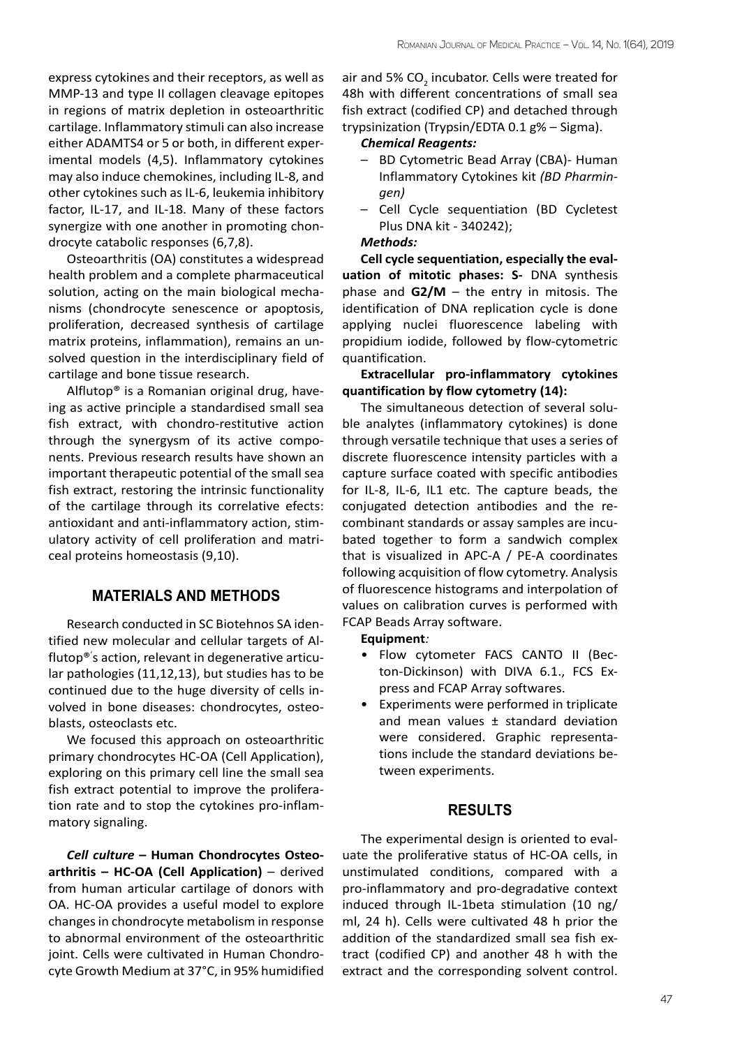express cytokines and their receptors, as well as MMP-13 and type II collagen cleavage epitopes in regions of matrix depletion in osteoarthritic cartilage. Inflammatory stimuli can also increase either ADAMTS4 or 5 or both, in different experimental models (4,5). Inflammatory cytokines may also induce chemokines, including IL-8, and other cytokines such as IL-6, leukemia inhibitory factor, IL-17, and IL-18. Many of these factors synergize with one another in promoting chondrocyte catabolic responses (6,7,8).

Osteoarthritis (OA) constitutes a widespread health problem and a complete pharmaceutical solution, acting on the main biological mechanisms (chondrocyte senescence or apoptosis, proliferation, decreased synthesis of cartilage matrix proteins, inflammation), remains an unsolved question in the interdisciplinary field of cartilage and bone tissue research.

Alflutop® is a Romanian original drug, having as active principle a standardised small sea fish extract, with chondro-restitutive action through the synergysm of its active components. Previous research results have shown an important therapeutic potential of the small sea fish extract, restoring the intrinsic functionality of the cartilage through its correlative efects: antioxidant and anti-inflammatory action, stimulatory activity of cell proliferation and matriceal proteins homeostasis (9,10).

## MATERIALS AND METHODS

Research conducted in SC Biotehnos SA identified new molecular and cellular targets of Alflutop®′s action, relevant in degenerative articular pathologies (11,12,13), but studies has to be continued due to the huge diversity of cells involved in bone diseases: chondrocytes, osteoblasts, osteoclasts etc.

We focused this approach on osteoarthritic primary chondrocytes HC-OA (Cell Application), exploring on this primary cell line the small sea fish extract potential to improve the proliferation rate and to stop the cytokines pro-inflammatory signaling.

***Cell culture* – Human Chondrocytes Osteoarthritis – HC-OA (Cell Application)** – derived from human articular cartilage of donors with OA. HC-OA provides a useful model to explore changes in chondrocyte metabolism in response to abnormal environment of the osteoarthritic joint. Cells were cultivated in Human Chondrocyte Growth Medium at 37°C, in 95% humidified air and 5% $CO_2$ incubator. Cells were treated for 48h with different concentrations of small sea fish extract (codified CP) and detached through trypsinization (Trypsin/EDTA 0.1 g% – Sigma).

***Chemical Reagents:***

- BD Cytometric Bead Array (CBA)- Human Inflammatory Cytokines kit *(BD Pharmingen)*
- Cell Cycle sequentiation (BD Cycletest Plus DNA kit - 340242);

***Methods:***

**Cell cycle sequentiation, especially the evaluation of mitotic phases: S-** DNA synthesis phase and **G2/M** – the entry in mitosis. The identification of DNA replication cycle is done applying nuclei fluorescence labeling with propidium iodide, followed by flow-cytometric quantification.

**Extracellular pro-inflammatory cytokines quantification by flow cytometry (14):**

The simultaneous detection of several soluble analytes (inflammatory cytokines) is done through versatile technique that uses a series of discrete fluorescence intensity particles with a capture surface coated with specific antibodies for IL-8, IL-6, IL1 etc. The capture beads, the conjugated detection antibodies and the recombinant standards or assay samples are incubated together to form a sandwich complex that is visualized in APC-A / PE-A coordinates following acquisition of flow cytometry. Analysis of fluorescence histograms and interpolation of values on calibration curves is performed with FCAP Beads Array software.

**Equipment*:***

- Flow cytometer FACS CANTO II (Becton-Dickinson) with DIVA 6.1., FCS Express and FCAP Array softwares.
- Experiments were performed in triplicate and mean values ± standard deviation were considered. Graphic representations include the standard deviations between experiments.

## RESULTS

The experimental design is oriented to evaluate the proliferative status of HC-OA cells, in unstimulated conditions, compared with a pro-inflammatory and pro-degradative context induced through IL-1beta stimulation (10 ng/ml, 24 h). Cells were cultivated 48 h prior the addition of the standardized small sea fish extract (codified CP) and another 48 h with the extract and the corresponding solvent control.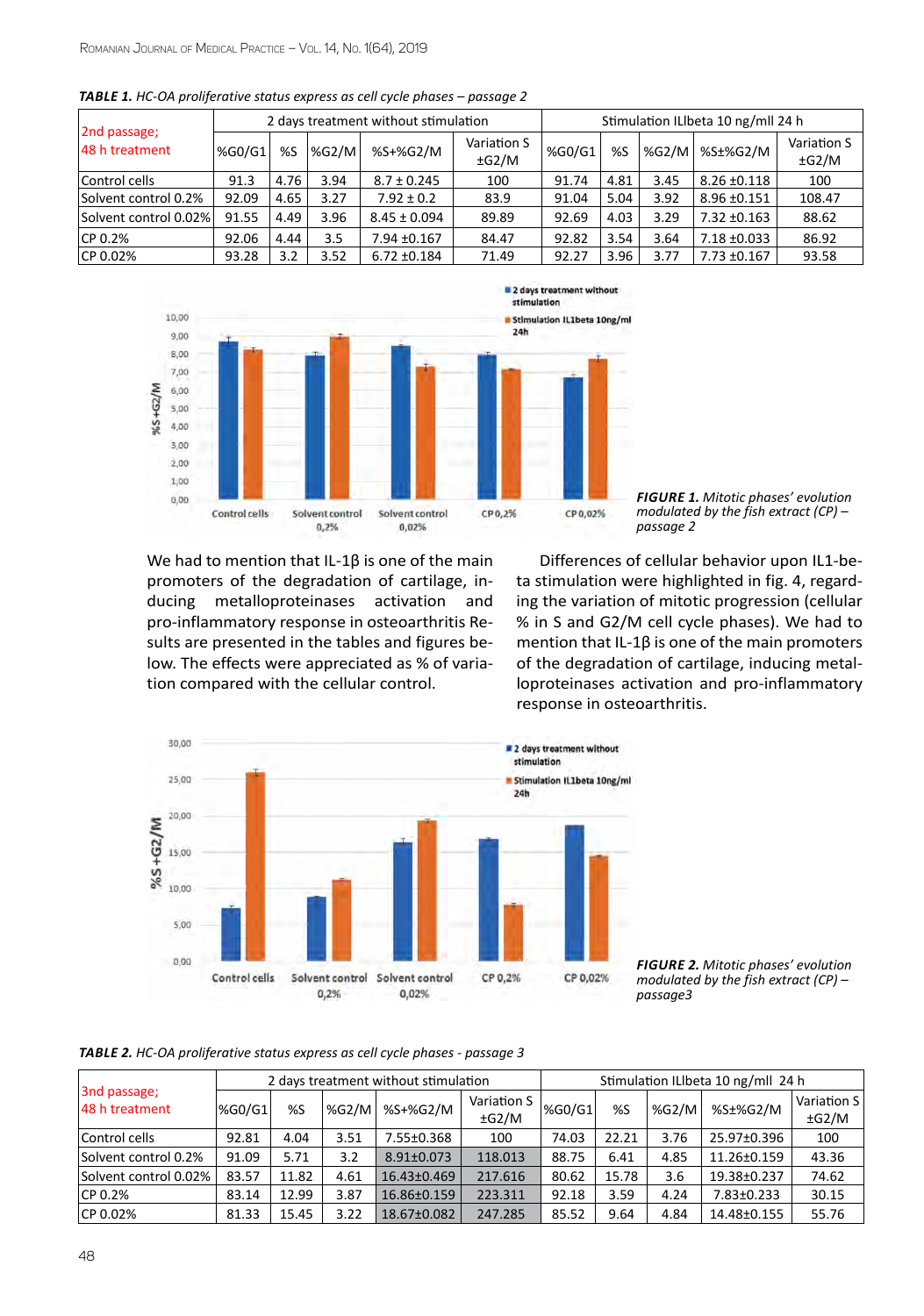***TABLE 1.*** *HC-OA proliferative status express as cell cycle phases – passage 2*

| 2nd passage; 48 h treatment | 2 days treatment without stimulation | | | | | Stimulation ILlbeta 10 ng/mll 24 h | | | | |
|---|---|---|---|---|---|---|---|---|---|---|
| | %G0/G1 | %S | %G2/M | %S+%G2/M | Variation S ±G2/M | %G0/G1 | %S | %G2/M | %S±%G2/M | Variation S ±G2/M |
| Control cells | 91.3 | 4.76 | 3.94 | 8.7 ± 0.245 | 100 | 91.74 | 4.81 | 3.45 | 8.26 ±0.118 | 100 |
| Solvent control 0.2% | 92.09 | 4.65 | 3.27 | 7.92 ± 0.2 | 83.9 | 91.04 | 5.04 | 3.92 | 8.96 ±0.151 | 108.47 |
| Solvent control 0.02% | 91.55 | 4.49 | 3.96 | 8.45 ± 0.094 | 89.89 | 92.69 | 4.03 | 3.29 | 7.32 ±0.163 | 88.62 |
| CP 0.2% | 92.06 | 4.44 | 3.5 | 7.94 ±0.167 | 84.47 | 92.82 | 3.54 | 3.64 | 7.18 ±0.033 | 86.92 |
| CP 0.02% | 93.28 | 3.2 | 3.52 | 6.72 ±0.184 | 71.49 | 92.27 | 3.96 | 3.77 | 7.73 ±0.167 | 93.58 |

***FIGURE 1.*** *Mitotic phases' evolution modulated by the fish extract (CP) – passage 2*

We had to mention that IL-1β is one of the main promoters of the degradation of cartilage, inducing metalloproteinases activation and pro-inflammatory response in osteoarthritis Results are presented in the tables and figures below. The effects were appreciated as % of variation compared with the cellular control.

Differences of cellular behavior upon IL1-beta stimulation were highlighted in fig. 4, regarding the variation of mitotic progression (cellular % in S and G2/M cell cycle phases). We had to mention that IL-1β is one of the main promoters of the degradation of cartilage, inducing metalloproteinases activation and pro-inflammatory response in osteoarthritis.

***FIGURE 2.*** *Mitotic phases' evolution modulated by the fish extract (CP) – passage3*

***TABLE 2.*** *HC-OA proliferative status express as cell cycle phases - passage 3*

| 3nd passage; 48 h treatment | 2 days treatment without stimulation | | | | | Stimulation ILlbeta 10 ng/mll 24 h | | | | |
|---|---|---|---|---|---|---|---|---|---|---|
| | %G0/G1 | %S | %G2/M | %S+%G2/M | Variation S ±G2/M | %G0/G1 | %S | %G2/M | %S±%G2/M | Variation S ±G2/M |
| Control cells | 92.81 | 4.04 | 3.51 | 7.55±0.368 | 100 | 74.03 | 22.21 | 3.76 | 25.97±0.396 | 100 |
| Solvent control 0.2% | 91.09 | 5.71 | 3.2 | 8.91±0.073 | 118.013 | 88.75 | 6.41 | 4.85 | 11.26±0.159 | 43.36 |
| Solvent control 0.02% | 83.57 | 11.82 | 4.61 | 16.43±0.469 | 217.616 | 80.62 | 15.78 | 3.6 | 19.38±0.237 | 74.62 |
| CP 0.2% | 83.14 | 12.99 | 3.87 | 16.86±0.159 | 223.311 | 92.18 | 3.59 | 4.24 | 7.83±0.233 | 30.15 |
| CP 0.02% | 81.33 | 15.45 | 3.22 | 18.67±0.082 | 247.285 | 85.52 | 9.64 | 4.84 | 14.48±0.155 | 55.76 |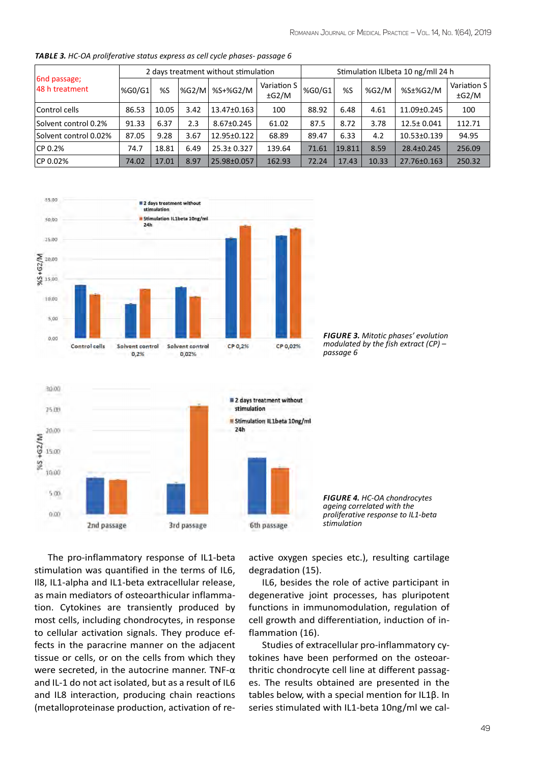***TABLE 3.*** *HC-OA proliferative status express as cell cycle phases- passage 6*

| 6nd passage; 48 h treatment | 2 days treatment without stimulation | | | | | Stimulation ILlbeta 10 ng/mll 24 h | | | | |
|---|---|---|---|---|---|---|---|---|---|---|
| | %G0/G1 | %S | %G2/M | %S+%G2/M | Variation S ±G2/M | %G0/G1 | %S | %G2/M | %S±%G2/M | Variation S ±G2/M |
| Control cells | 86.53 | 10.05 | 3.42 | 13.47±0.163 | 100 | 88.92 | 6.48 | 4.61 | 11.09±0.245 | 100 |
| Solvent control 0.2% | 91.33 | 6.37 | 2.3 | 8.67±0.245 | 61.02 | 87.5 | 8.72 | 3.78 | 12.5± 0.041 | 112.71 |
| Solvent control 0.02% | 87.05 | 9.28 | 3.67 | 12.95±0.122 | 68.89 | 89.47 | 6.33 | 4.2 | 10.53±0.139 | 94.95 |
| CP 0.2% | 74.7 | 18.81 | 6.49 | 25.3± 0.327 | 139.64 | 71.61 | 19.811 | 8.59 | 28.4±0.245 | 256.09 |
| CP 0.02% | 74.02 | 17.01 | 8.97 | 25.98±0.057 | 162.93 | 72.24 | 17.43 | 10.33 | 27.76±0.163 | 250.32 |

***FIGURE 3.*** *Mitotic phases' evolution modulated by the fish extract (CP) – passage 6*

***FIGURE 4.*** *HC-OA chondrocytes ageing correlated with the proliferative response to IL1-beta stimulation*

The pro-inflammatory response of IL1-beta stimulation was quantified in the terms of IL6, Il8, IL1-alpha and IL1-beta extracellular release, as main mediators of osteoarthicular inflammation. Cytokines are transiently produced by most cells, including chondrocytes, in response to cellular activation signals. They produce effects in the paracrine manner on the adjacent tissue or cells, or on the cells from which they were secreted, in the autocrine manner. TNF-α and IL-1 do not act isolated, but as a result of IL6 and IL8 interaction, producing chain reactions (metalloproteinase production, activation of reactive oxygen species etc.), resulting cartilage degradation (15).

IL6, besides the role of active participant in degenerative joint processes, has pluripotent functions in immunomodulation, regulation of cell growth and differentiation, induction of inflammation (16).

Studies of extracellular pro-inflammatory cytokines have been performed on the osteoarthritic chondrocyte cell line at different passages. The results obtained are presented in the tables below, with a special mention for IL1β. In series stimulated with IL1-beta 10ng/ml we cal-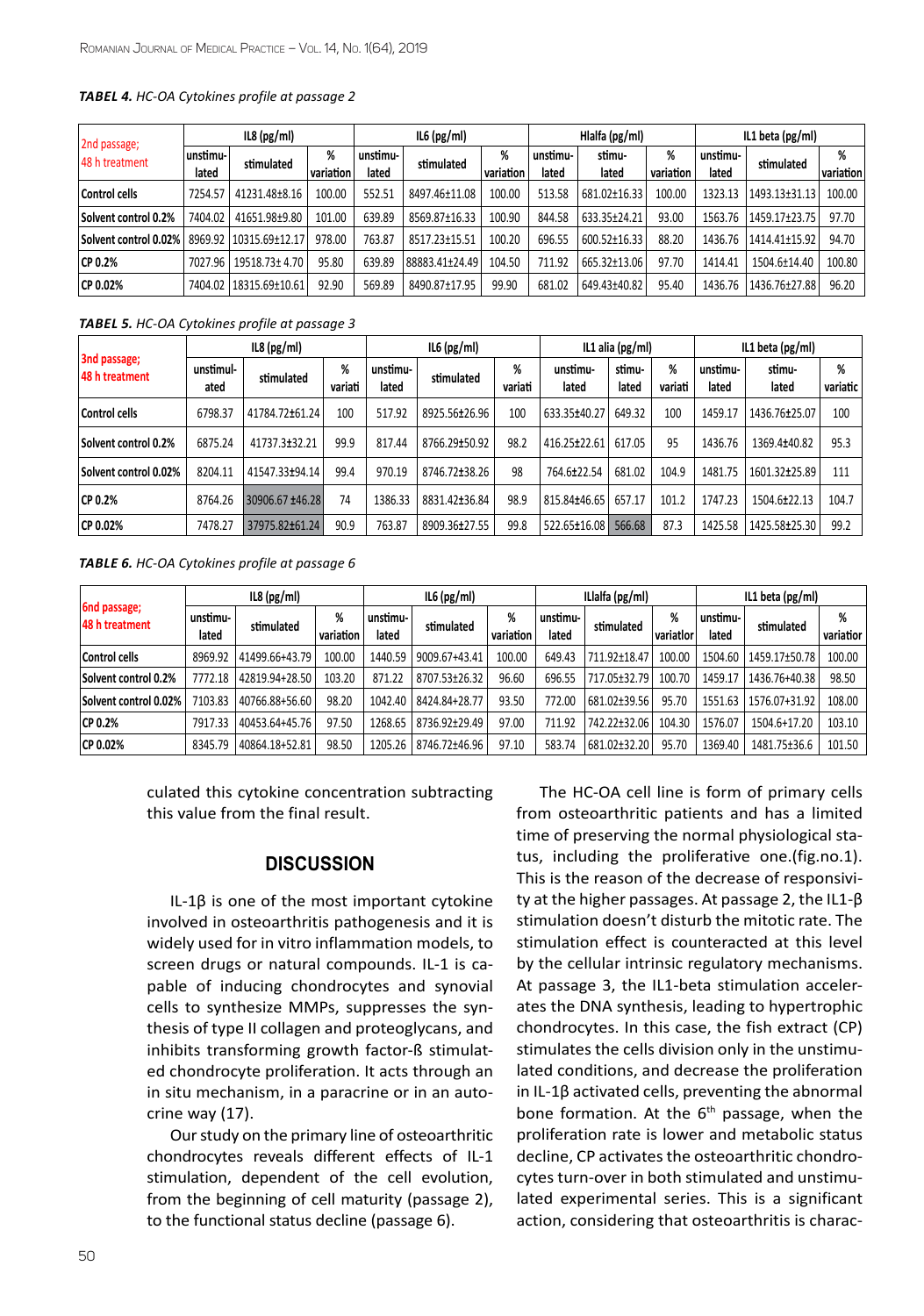*TABEL 4. HC-OA Cytokines profile at passage 2*

| 2nd passage; 48 h treatment | IL8 (pg/ml) | | | IL6 (pg/ml) | | | Hlalfa (pg/ml) | | | IL1 beta (pg/ml) | | |
|---|---|---|---|---|---|---|---|---|---|---|---|---|
| | unstimu-lated | stimulated | % variation | unstimu-lated | stimulated | % variation | unstimu-lated | stimu-lated | % variation | unstimu-lated | stimulated | % variation |
| Control cells | 7254.57 | 41231.48±8.16 | 100.00 | 552.51 | 8497.46±11.08 | 100.00 | 513.58 | 681.02±16.33 | 100.00 | 1323.13 | 1493.13±31.13 | 100.00 |
| Solvent control 0.2% | 7404.02 | 41651.98±9.80 | 101.00 | 639.89 | 8569.87±16.33 | 100.90 | 844.58 | 633.35±24.21 | 93.00 | 1563.76 | 1459.17±23.75 | 97.70 |
| Solvent control 0.02% | 8969.92 | 10315.69±12.17 | 978.00 | 763.87 | 8517.23±15.51 | 100.20 | 696.55 | 600.52±16.33 | 88.20 | 1436.76 | 1414.41±15.92 | 94.70 |
| CP 0.2% | 7027.96 | 19518.73± 4.70 | 95.80 | 639.89 | 88883.41±24.49 | 104.50 | 711.92 | 665.32±13.06 | 97.70 | 1414.41 | 1504.6±14.40 | 100.80 |
| CP 0.02% | 7404.02 | 18315.69±10.61 | 92.90 | 569.89 | 8490.87±17.95 | 99.90 | 681.02 | 649.43±40.82 | 95.40 | 1436.76 | 1436.76±27.88 | 96.20 |

*TABEL 5. HC-OA Cytokines profile at passage 3*

| 3nd passage; 48 h treatment | IL8 (pg/ml) | | | IL6 (pg/ml) | | | IL1 alia (pg/ml) | | | IL1 beta (pg/ml) | | |
|---|---|---|---|---|---|---|---|---|---|---|---|---|
| | unstimul-ated | stimulated | % variati | unstimu-lated | stimulated | % variati | unstimu-lated | stimu-lated | % variati | unstimu-lated | stimu-lated | % variatic |
| Control cells | 6798.37 | 41784.72±61.24 | 100 | 517.92 | 8925.56±26.96 | 100 | 633.35±40.27 | 649.32 | 100 | 1459.17 | 1436.76±25.07 | 100 |
| Solvent control 0.2% | 6875.24 | 41737.3±32.21 | 99.9 | 817.44 | 8766.29±50.92 | 98.2 | 416.25±22.61 | 617.05 | 95 | 1436.76 | 1369.4±40.82 | 95.3 |
| Solvent control 0.02% | 8204.11 | 41547.33±94.14 | 99.4 | 970.19 | 8746.72±38.26 | 98 | 764.6±22.54 | 681.02 | 104.9 | 1481.75 | 1601.32±25.89 | 111 |
| CP 0.2% | 8764.26 | 30906.67 ±46.28 | 74 | 1386.33 | 8831.42±36.84 | 98.9 | 815.84±46.65 | 657.17 | 101.2 | 1747.23 | 1504.6±22.13 | 104.7 |
| CP 0.02% | 7478.27 | 37975.82±61.24 | 90.9 | 763.87 | 8909.36±27.55 | 99.8 | 522.65±16.08 | 566.68 | 87.3 | 1425.58 | 1425.58±25.30 | 99.2 |

*TABLE 6. HC-OA Cytokines profile at passage 6*

| 6nd passage; 48 h treatment | IL8 (pg/ml) | | | IL6 (pg/ml) | | | ILlalfa (pg/ml) | | | IL1 beta (pg/ml) | | |
|---|---|---|---|---|---|---|---|---|---|---|---|---|
| | unstimu-lated | stimulated | % variation | unstimu-lated | stimulated | % variation | unstimu-lated | stimulated | % variatior | unstimu-lated | stimulated | % variatior |
| Control cells | 8969.92 | 41499.66+43.79 | 100.00 | 1440.59 | 9009.67+43.41 | 100.00 | 649.43 | 711.92±18.47 | 100.00 | 1504.60 | 1459.17±50.78 | 100.00 |
| Solvent control 0.2% | 7772.18 | 42819.94+28.50 | 103.20 | 871.22 | 8707.53±26.32 | 96.60 | 696.55 | 717.05±32.79 | 100.70 | 1459.17 | 1436.76+40.38 | 98.50 |
| Solvent control 0.02% | 7103.83 | 40766.88+56.60 | 98.20 | 1042.40 | 8424.84+28.77 | 93.50 | 772.00 | 681.02±39.56 | 95.70 | 1551.63 | 1576.07+31.92 | 108.00 |
| CP 0.2% | 7917.33 | 40453.64+45.76 | 97.50 | 1268.65 | 8736.92±29.49 | 97.00 | 711.92 | 742.22±32.06 | 104.30 | 1576.07 | 1504.6+17.20 | 103.10 |
| CP 0.02% | 8345.79 | 40864.18+52.81 | 98.50 | 1205.26 | 8746.72±46.96 | 97.10 | 583.74 | 681.02±32.20 | 95.70 | 1369.40 | 1481.75±36.6 | 101.50 |

culated this cytokine concentration subtracting this value from the final result.

## DISCUSSION

IL-1β is one of the most important cytokine involved in osteoarthritis pathogenesis and it is widely used for in vitro inflammation models, to screen drugs or natural compounds. IL-1 is capable of inducing chondrocytes and synovial cells to synthesize MMPs, suppresses the synthesis of type II collagen and proteoglycans, and inhibits transforming growth factor-ß stimulated chondrocyte proliferation. It acts through an in situ mechanism, in a paracrine or in an autocrine way (17).

Our study on the primary line of osteoarthritic chondrocytes reveals different effects of IL-1 stimulation, dependent of the cell evolution, from the beginning of cell maturity (passage 2), to the functional status decline (passage 6).

The HC-OA cell line is form of primary cells from osteoarthritic patients and has a limited time of preserving the normal physiological status, including the proliferative one.(fig.no.1). This is the reason of the decrease of responsivity at the higher passages. At passage 2, the IL1-β stimulation doesn't disturb the mitotic rate. The stimulation effect is counteracted at this level by the cellular intrinsic regulatory mechanisms. At passage 3, the IL1-beta stimulation accelerates the DNA synthesis, leading to hypertrophic chondrocytes. In this case, the fish extract (CP) stimulates the cells division only in the unstimulated conditions, and decrease the proliferation in IL-1β activated cells, preventing the abnormal bone formation. At the 6th passage, when the proliferation rate is lower and metabolic status decline, CP activates the osteoarthritic chondrocytes turn-over in both stimulated and unstimulated experimental series. This is a significant action, considering that osteoarthritis is charac-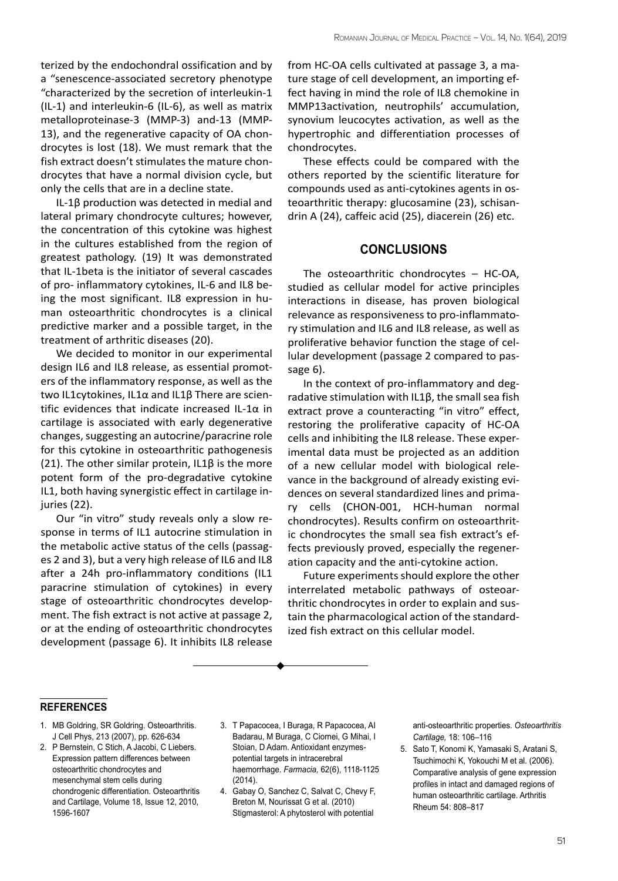terized by the endochondral ossification and by a “senescence-associated secretory phenotype “characterized by the secretion of interleukin-1 (IL-1) and interleukin-6 (IL-6), as well as matrix metalloproteinase-3 (MMP-3) and-13 (MMP-13), and the regenerative capacity of OA chondrocytes is lost (18). We must remark that the fish extract doesn’t stimulates the mature chondrocytes that have a normal division cycle, but only the cells that are in a decline state.

IL-1β production was detected in medial and lateral primary chondrocyte cultures; however, the concentration of this cytokine was highest in the cultures established from the region of greatest pathology. (19) It was demonstrated that IL-1beta is the initiator of several cascades of pro- inflammatory cytokines, IL-6 and IL8 being the most significant. IL8 expression in human osteoarthritic chondrocytes is a clinical predictive marker and a possible target, in the treatment of arthritic diseases (20).

We decided to monitor in our experimental design IL6 and IL8 release, as essential promoters of the inflammatory response, as well as the two IL1cytokines, IL1α and IL1β There are scientific evidences that indicate increased IL-1α in cartilage is associated with early degenerative changes, suggesting an autocrine/paracrine role for this cytokine in osteoarthritic pathogenesis (21). The other similar protein, IL1β is the more potent form of the pro-degradative cytokine IL1, both having synergistic effect in cartilage injuries (22).

Our “in vitro” study reveals only a slow response in terms of IL1 autocrine stimulation in the metabolic active status of the cells (passages 2 and 3), but a very high release of IL6 and IL8 after a 24h pro-inflammatory conditions (IL1 paracrine stimulation of cytokines) in every stage of osteoarthritic chondrocytes development. The fish extract is not active at passage 2, or at the ending of osteoarthritic chondrocytes development (passage 6). It inhibits IL8 release from HC-OA cells cultivated at passage 3, a mature stage of cell development, an importing effect having in mind the role of IL8 chemokine in MMP13activation, neutrophils’ accumulation, synovium leucocytes activation, as well as the hypertrophic and differentiation processes of chondrocytes.

These effects could be compared with the others reported by the scientific literature for compounds used as anti-cytokines agents in osteoarthritic therapy: glucosamine (23), schisandrin A (24), caffeic acid (25), diacerein (26) etc.

## CONCLUSIONS

The osteoarthritic chondrocytes – HC-OA, studied as cellular model for active principles interactions in disease, has proven biological relevance as responsiveness to pro-inflammatory stimulation and IL6 and IL8 release, as well as proliferative behavior function the stage of cellular development (passage 2 compared to passage 6).

In the context of pro-inflammatory and degradative stimulation with IL1β, the small sea fish extract prove a counteracting “in vitro” effect, restoring the proliferative capacity of HC-OA cells and inhibiting the IL8 release. These experimental data must be projected as an addition of a new cellular model with biological relevance in the background of already existing evidences on several standardized lines and primary cells (CHON-001, HCH-human normal chondrocytes). Results confirm on osteoarthritic chondrocytes the small sea fish extract’s effects previously proved, especially the regeneration capacity and the anti-cytokine action.

Future experiments should explore the other interrelated metabolic pathways of osteoarthritic chondrocytes in order to explain and sustain the pharmacological action of the standardized fish extract on this cellular model.

## REFERENCES

1. MB Goldring, SR Goldring. Osteoarthritis. J Cell Phys, 213 (2007), pp. 626-634
2. P Bernstein, C Stich, A Jacobi, C Liebers. Expression pattern differences between osteoarthritic chondrocytes and mesenchymal stem cells during chondrogenic differentiation. Osteoarthritis and Cartilage, Volume 18, Issue 12, 2010, 1596-1607
3. T Papacocea, I Buraga, R Papacocea, AI Badarau, M Buraga, C Ciornei, G Mihai, I Stoian, D Adam. Antioxidant enzymes-potential targets in intracerebral haemorrhage. *Farmacia,* 62(6), 1118-1125 (2014).
4. Gabay O, Sanchez C, Salvat C, Chevy F, Breton M, Nourissat G et al. (2010) Stigmasterol: A phytosterol with potential anti-osteoarthritic properties. *Osteoarthritis Cartilage,* 18: 106–116
5. Sato T, Konomi K, Yamasaki S, Aratani S, Tsuchimochi K, Yokouchi M et al. (2006). Comparative analysis of gene expression profiles in intact and damaged regions of human osteoarthritic cartilage. Arthritis Rheum 54: 808–817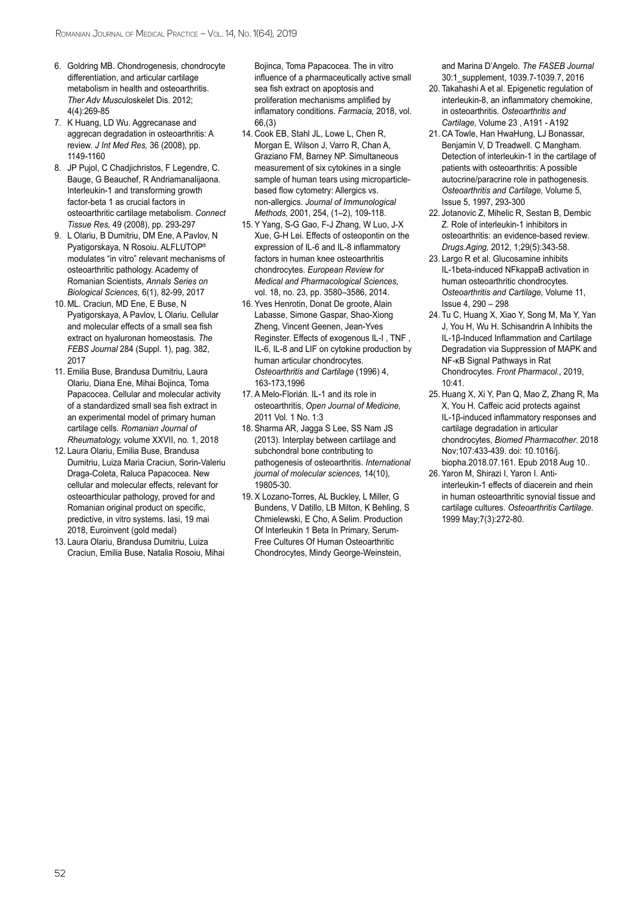6. Goldring MB. Chondrogenesis, chondrocyte differentiation, and articular cartilage metabolism in health and osteoarthritis. *Ther Adv Mus*culoskelet Dis. 2012; 4(4):269-85
7. K Huang, LD Wu. Aggrecanase and aggrecan degradation in osteoarthritis: A review. *J Int Med Res,* 36 (2008), pp. 1149-1160
8. JP Pujol, C Chadjichristos, F Legendre, C. Bauge, G Beauchef, R Andriamanalijaona. Interleukin-1 and transforming growth factor-beta 1 as crucial factors in osteoarthritic cartilage metabolism. *Connect Tissue Res,* 49 (2008), pp. 293-297
9. L Olariu, B Dumitriu, DM Ene, A Pavlov, N Pyatigorskaya, N Rosoiu. ALFLUTOP® modulates "in vitro" relevant mechanisms of osteoarthritic pathology. Academy of Romanian Scientists, *Annals Series on Biological Sciences,* 6(1), 82-99, 2017
10. ML. Craciun, MD Ene, E Buse, N Pyatigorskaya, A Pavlov, L Olariu. Cellular and molecular effects of a small sea fish extract on hyaluronan homeostasis. *The FEBS Journal* 284 (Suppl. 1), pag. 382, 2017
11. Emilia Buse, Brandusa Dumitriu, Laura Olariu, Diana Ene, Mihai Bojinca, Toma Papacocea. Cellular and molecular activity of a standardized small sea fish extract in an experimental model of primary human cartilage cells. *Romanian Journal of Rheumatology,* volume XXVII, no. 1, 2018
12. Laura Olariu, Emilia Buse, Brandusa Dumitriu, Luiza Maria Craciun, Sorin-Valeriu Draga-Coleta, Raluca Papacocea. New cellular and molecular effects, relevant for osteoarthicular pathology, proved for and Romanian original product on specific, predictive, in vitro systems. Iasi, 19 mai 2018, Euroinvent (gold medal)
13. Laura Olariu, Brandusa Dumitriu, Luiza Craciun, Emilia Buse, Natalia Rosoiu, Mihai Bojinca, Toma Papacocea. The in vitro influence of a pharmaceutically active small sea fish extract on apoptosis and proliferation mechanisms amplified by inflamatory conditions. *Farmacia,* 2018, vol. 66,(3)
14. Cook EB, Stahl JL, Lowe L, Chen R, Morgan E, Wilson J, Varro R, Chan A, Graziano FM, Barney NP. Simultaneous measurement of six cytokines in a single sample of human tears using microparticle-based flow cytometry: Allergics vs. non-allergics. *Journal of Immunological Methods,* 2001, 254, (1–2), 109-118.
15. Y Yang, S-G Gao, F-J Zhang, W Luo, J-X Xue, G-H Lei. Effects of osteopontin on the expression of IL-6 and IL-8 inflammatory factors in human knee osteoarthritis chondrocytes. *European Review for Medical and Pharmacological Sciences,* vol. 18, no. 23, pp. 3580–3586, 2014.
16. Yves Henrotin, Donat De groote, Alain Labasse, Simone Gaspar, Shao-Xiong Zheng, Vincent Geenen, Jean-Yves Reginster. Effects of exogenous IL-I , TNF , IL-6, IL-8 and LIF on cytokine production by human articular chondrocytes. *Osteoarthritis and Cartilage* (1996) 4, 163-173,1996
17. A Melo-Florián. IL-1 and its role in osteoarthritis, *Open Journal of Medicine,* 2011 Vol. 1 No. 1:3
18. Sharma AR, Jagga S Lee, SS Nam JS (2013). Interplay between cartilage and subchondral bone contributing to pathogenesis of osteoarthritis. *International journal of molecular sciences,* 14(10), 19805-30.
19. X Lozano-Torres, AL Buckley, L Miller, G Bundens, V Datillo, LB Milton, K Behling, S Chmielewski, E Cho, A Selim. Production Of Interleukin 1 Beta In Primary, Serum-Free Cultures Of Human Osteoarthritic Chondrocytes, Mindy George-Weinstein, and Marina D'Angelo. *The FASEB Journal* 30:1_supplement, 1039.7-1039.7, 2016
20. Takahashi A et al. Epigenetic regulation of interleukin-8, an inflammatory chemokine, in osteoarthritis. *Osteoarthritis and Cartilage,* Volume 23 , A191 - A192
21. CA Towle, Han HwaHung, LJ Bonassar, Benjamin V, D Treadwell. C Mangham. Detection of interleukin-1 in the cartilage of patients with osteoarthritis: A possible autocrine/paracrine role in pathogenesis. *Osteoarthritis and Cartilage,* Volume 5, Issue 5, 1997, 293-300
22. Jotanovic Z, Mihelic R, Sestan B, Dembic Z. Role of interleukin-1 inhibitors in osteoarthritis: an evidence-based review. *Drugs.Aging,* 2012, 1;29(5):343-58.
23. Largo R et al. Glucosamine inhibits IL-1beta-induced NFkappaB activation in human osteoarthritic chondrocytes. *Osteoarthritis and Cartilage,* Volume 11, Issue 4, 290 – 298
24. Tu C, Huang X, Xiao Y, Song M, Ma Y, Yan J, You H, Wu H. Schisandrin A Inhibits the IL-1β-Induced Inflammation and Cartilage Degradation via Suppression of MAPK and NF-κB Signal Pathways in Rat Chondrocytes. *Front Pharmacol*., 2019, 10:41.
25. Huang X, Xi Y, Pan Q, Mao Z, Zhang R, Ma X, You H. Caffeic acid protects against IL-1β-induced inflammatory responses and cartilage degradation in articular chondrocytes, *Biomed Pharmacother*. 2018 Nov;107:433-439. doi: 10.1016/j. biopha.2018.07.161. Epub 2018 Aug 10..
26. Yaron M, Shirazi I, Yaron I. Anti-interleukin-1 effects of diacerein and rhein in human osteoarthritic synovial tissue and cartilage cultures. *Osteoarthritis Cartilage*. 1999 May;7(3):272-80.